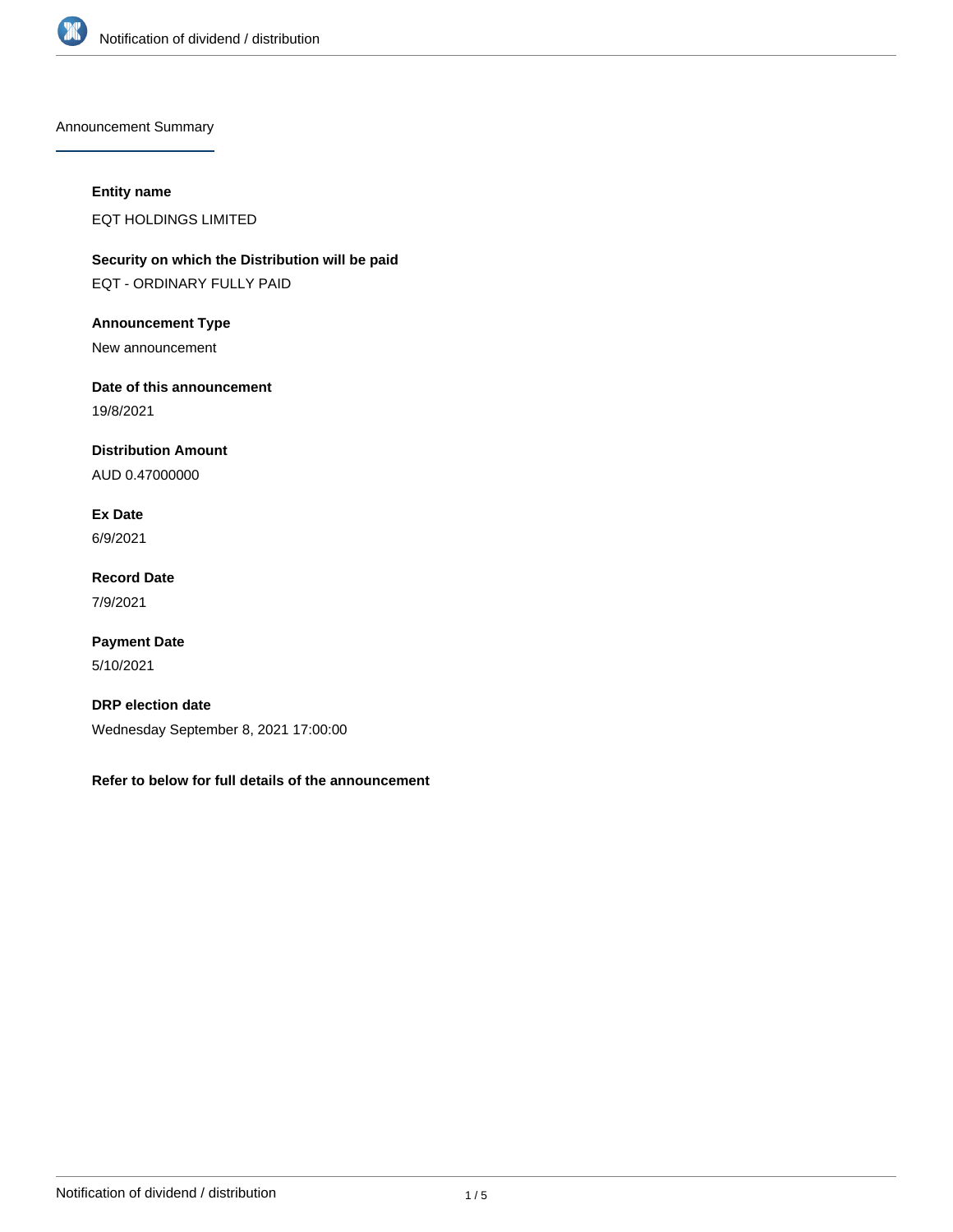## Announcement Summary

**Entity name**

EQT HOLDINGS LIMITED

**Security on which the Distribution will be paid**

EQT - ORDINARY FULLY PAID

**Announcement Type**

New announcement

**Date of this announcement**

19/8/2021

**Distribution Amount**

AUD 0.47000000

**Ex Date**

6/9/2021

**Record Date**

7/9/2021

**Payment Date**

5/10/2021

**DRP election date**

Wednesday September 8, 2021 17:00:00

**Refer to below for full details of the announcement**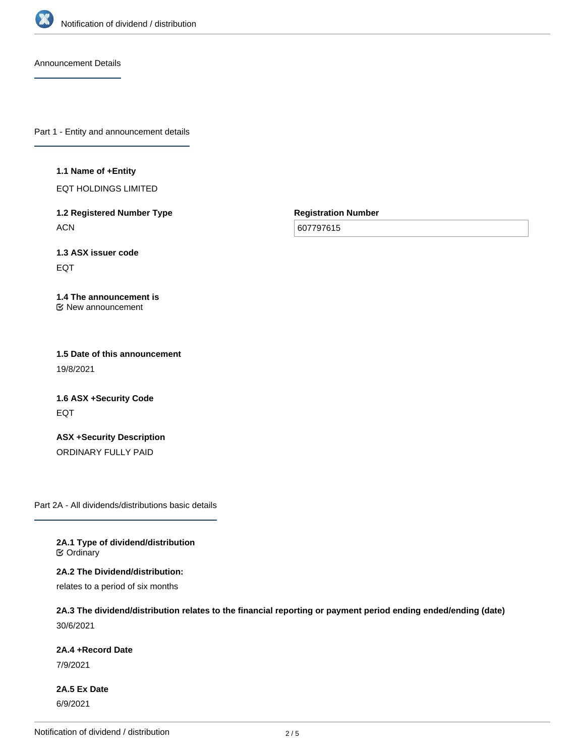## Announcement Details

### Part 1 - Entity and announcement details

**1.1 Name of +Entity**

EQT HOLDINGS LIMITED

**1.2 Registered Number Type**

ACN

**Registration Number**

607797615

**1.3 ASX issuer code**

EQT

**1.4 The announcement is**

☑ New announcement

**1.5 Date of this announcement**

19/8/2021

**1.6 ASX +Security Code**

EQT

**ASX +Security Description**

ORDINARY FULLY PAID

### Part 2A - All dividends/distributions basic details

**2A.1 Type of dividend/distribution**

☑ Ordinary

**2A.2 The Dividend/distribution:**

relates to a period of six months

**2A.3 The dividend/distribution relates to the financial reporting or payment period ending ended/ending (date)**

30/6/2021

**2A.4 +Record Date**

7/9/2021

**2A.5 Ex Date**

6/9/2021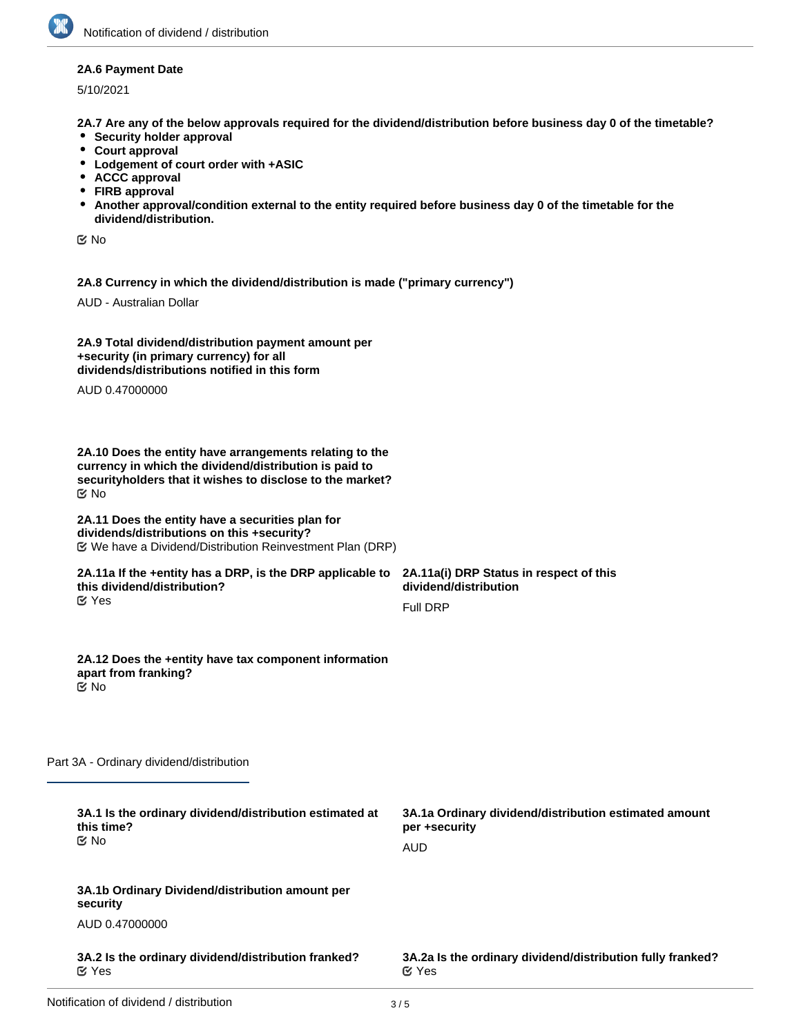**2A.6 Payment Date**

5/10/2021

**2A.7 Are any of the below approvals required for the dividend/distribution before business day 0 of the timetable?**

- **Security holder approval**
- **Court approval**
- **Lodgement of court order with +ASIC**
- **ACCC approval**
- **FIRB approval**
- **Another approval/condition external to the entity required before business day 0 of the timetable for the dividend/distribution.**

☑ No

**2A.8 Currency in which the dividend/distribution is made ("primary currency")**

AUD - Australian Dollar

**2A.9 Total dividend/distribution payment amount per +security (in primary currency) for all dividends/distributions notified in this form**

AUD 0.47000000

**2A.10 Does the entity have arrangements relating to the currency in which the dividend/distribution is paid to securityholders that it wishes to disclose to the market?**

☑ No

**2A.11 Does the entity have a securities plan for dividends/distributions on this +security?**

☑ We have a Dividend/Distribution Reinvestment Plan (DRP)

**2A.11a If the +entity has a DRP, is the DRP applicable to this dividend/distribution?**

☑ Yes

**2A.11a(i) DRP Status in respect of this dividend/distribution**

Full DRP

**2A.12 Does the +entity have tax component information apart from franking?**

☑ No

## Part 3A - Ordinary dividend/distribution

**3A.1 Is the ordinary dividend/distribution estimated at this time?**

☑ No

**3A.1a Ordinary dividend/distribution estimated amount per +security**

AUD

**3A.1b Ordinary Dividend/distribution amount per security**

AUD 0.47000000

**3A.2 Is the ordinary dividend/distribution franked?**

☑ Yes

**3A.2a Is the ordinary dividend/distribution fully franked?**

☑ Yes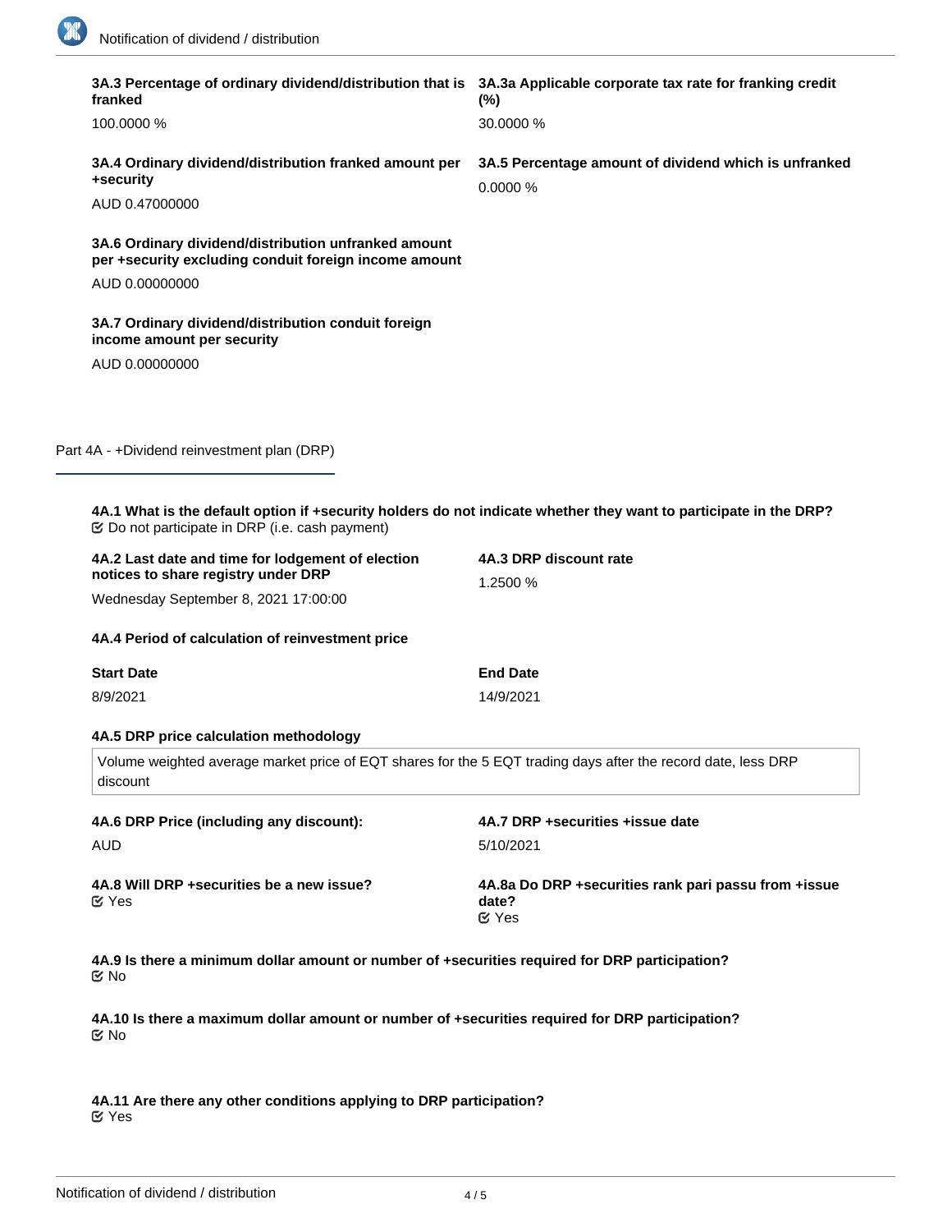**3A.3 Percentage of ordinary dividend/distribution that is franked**

100.0000 %

**3A.3a Applicable corporate tax rate for franking credit (%)**

30.0000 %

**3A.4 Ordinary dividend/distribution franked amount per +security**

AUD 0.47000000

**3A.5 Percentage amount of dividend which is unfranked**

0.0000 %

**3A.6 Ordinary dividend/distribution unfranked amount per +security excluding conduit foreign income amount**

AUD 0.00000000

**3A.7 Ordinary dividend/distribution conduit foreign income amount per security**

AUD 0.00000000

## Part 4A - +Dividend reinvestment plan (DRP)

**4A.1 What is the default option if +security holders do not indicate whether they want to participate in the DRP?**

☑ Do not participate in DRP (i.e. cash payment)

**4A.2 Last date and time for lodgement of election notices to share registry under DRP**

Wednesday September 8, 2021 17:00:00

**4A.3 DRP discount rate**

1.2500 %

**4A.4 Period of calculation of reinvestment price**

| Start Date | End Date |
| --- | --- |
| 8/9/2021 | 14/9/2021 |

**4A.5 DRP price calculation methodology**

Volume weighted average market price of EQT shares for the 5 EQT trading days after the record date, less DRP discount

**4A.6 DRP Price (including any discount):**

AUD

**4A.7 DRP +securities +issue date**

5/10/2021

**4A.8 Will DRP +securities be a new issue?**

☑ Yes

**4A.8a Do DRP +securities rank pari passu from +issue date?**

☑ Yes

**4A.9 Is there a minimum dollar amount or number of +securities required for DRP participation?**

☑ No

**4A.10 Is there a maximum dollar amount or number of +securities required for DRP participation?**

☑ No

**4A.11 Are there any other conditions applying to DRP participation?**

☑ Yes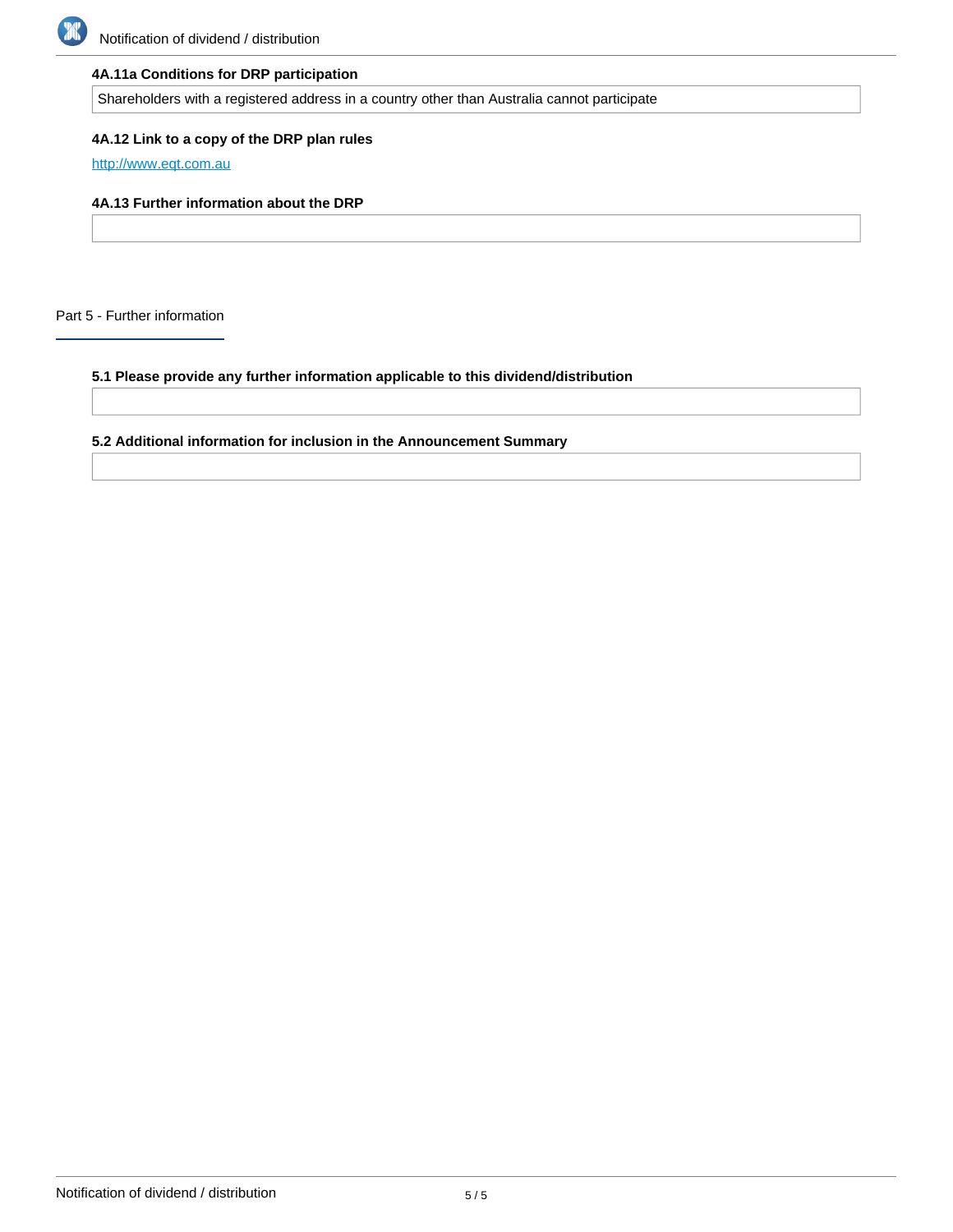#### 4A.11a Conditions for DRP participation

Shareholders with a registered address in a country other than Australia cannot participate

#### 4A.12 Link to a copy of the DRP plan rules

http://www.eqt.com.au

#### 4A.13 Further information about the DRP

## Part 5 - Further information

#### 5.1 Please provide any further information applicable to this dividend/distribution

#### 5.2 Additional information for inclusion in the Announcement Summary